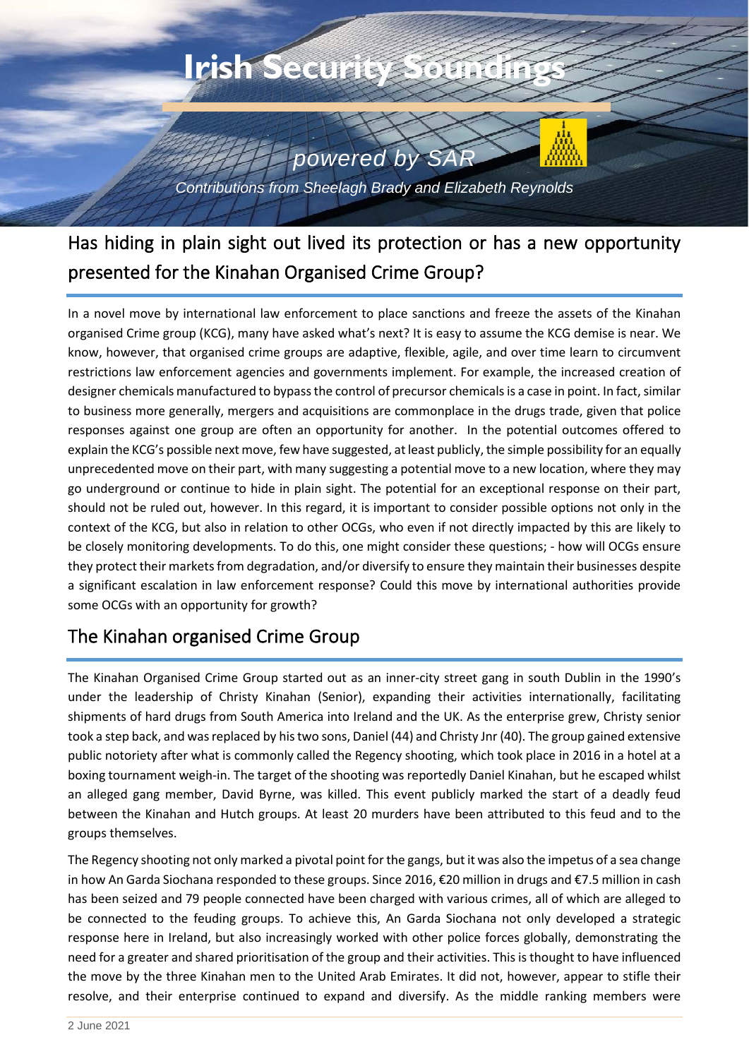# Irish Security Soundings

*powered by SAR*

*Contributions from Sheelagh Brady and Elizabeth Reynolds*

## Has hiding in plain sight out lived its protection or has a new opportunity presented for the Kinahan Organised Crime Group?

In a novel move by international law enforcement to place sanctions and freeze the assets of the Kinahan organised Crime group (KCG), many have asked what's next? It is easy to assume the KCG demise is near. We know, however, that organised crime groups are adaptive, flexible, agile, and over time learn to circumvent restrictions law enforcement agencies and governments implement. For example, the increased creation of designer chemicals manufactured to bypass the control of precursor chemicals is a case in point. In fact, similar to business more generally, mergers and acquisitions are commonplace in the drugs trade, given that police responses against one group are often an opportunity for another. In the potential outcomes offered to explain the KCG's possible next move, few have suggested, at least publicly, the simple possibility for an equally unprecedented move on their part, with many suggesting a potential move to a new location, where they may go underground or continue to hide in plain sight. The potential for an exceptional response on their part, should not be ruled out, however. In this regard, it is important to consider possible options not only in the context of the KCG, but also in relation to other OCGs, who even if not directly impacted by this are likely to be closely monitoring developments. To do this, one might consider these questions; - how will OCGs ensure they protect their markets from degradation, and/or diversify to ensure they maintain their businesses despite a significant escalation in law enforcement response? Could this move by international authorities provide some OCGs with an opportunity for growth?

## The Kinahan organised Crime Group

The Kinahan Organised Crime Group started out as an inner-city street gang in south Dublin in the 1990's under the leadership of Christy Kinahan (Senior), expanding their activities internationally, facilitating shipments of hard drugs from South America into Ireland and the UK. As the enterprise grew, Christy senior took a step back, and was replaced by his two sons, Daniel (44) and Christy Jnr (40). The group gained extensive public notoriety after what is commonly called the Regency shooting, which took place in 2016 in a hotel at a boxing tournament weigh-in. The target of the shooting was reportedly Daniel Kinahan, but he escaped whilst an alleged gang member, David Byrne, was killed. This event publicly marked the start of a deadly feud between the Kinahan and Hutch groups. At least 20 murders have been attributed to this feud and to the groups themselves.

The Regency shooting not only marked a pivotal point for the gangs, but it was also the impetus of a sea change in how An Garda Siochana responded to these groups. Since 2016, €20 million in drugs and €7.5 million in cash has been seized and 79 people connected have been charged with various crimes, all of which are alleged to be connected to the feuding groups. To achieve this, An Garda Siochana not only developed a strategic response here in Ireland, but also increasingly worked with other police forces globally, demonstrating the need for a greater and shared prioritisation of the group and their activities. This is thought to have influenced the move by the three Kinahan men to the United Arab Emirates. It did not, however, appear to stifle their resolve, and their enterprise continued to expand and diversify. As the middle ranking members were

2 June 2021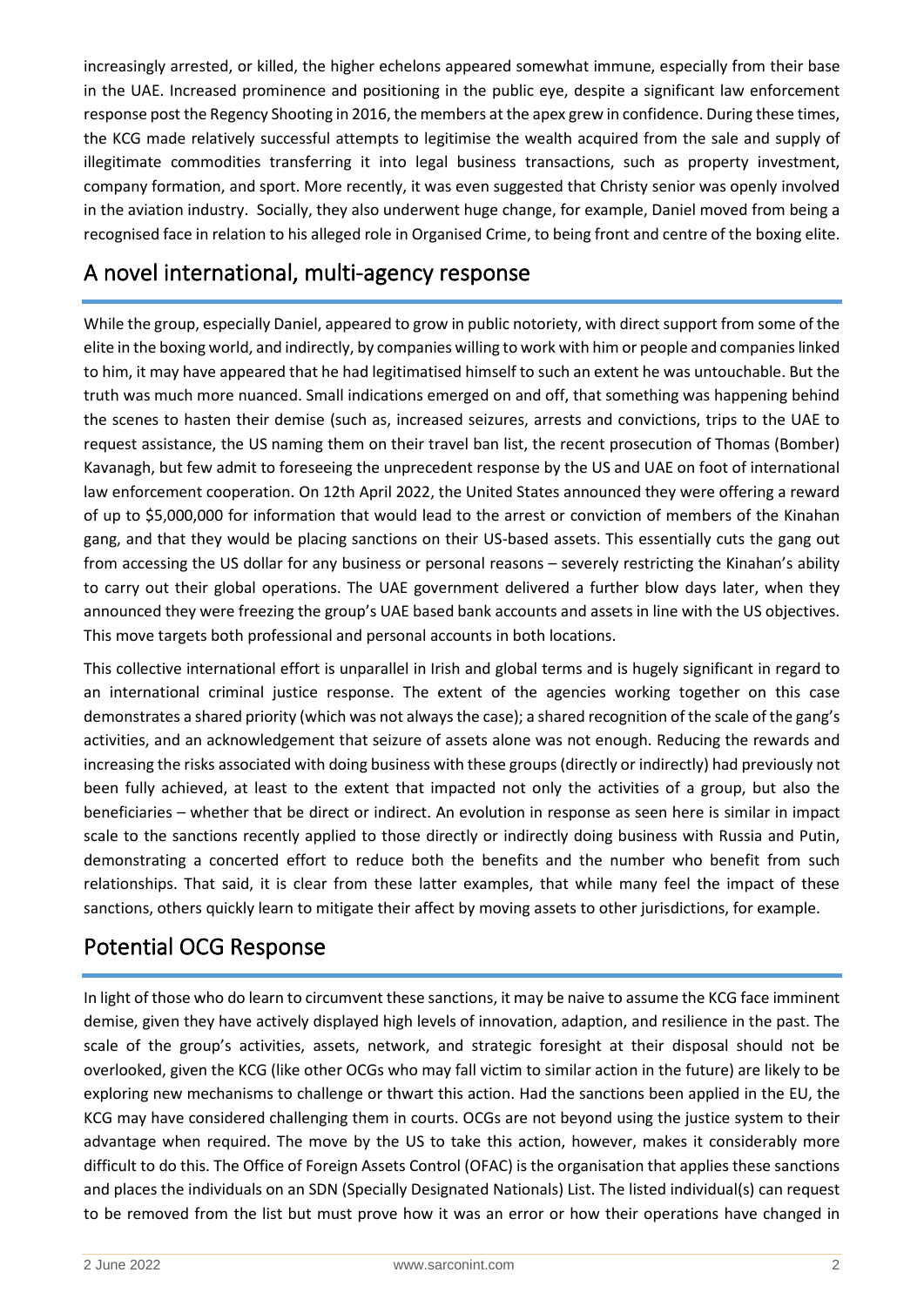increasingly arrested, or killed, the higher echelons appeared somewhat immune, especially from their base in the UAE. Increased prominence and positioning in the public eye, despite a significant law enforcement response post the Regency Shooting in 2016, the members at the apex grew in confidence. During these times, the KCG made relatively successful attempts to legitimise the wealth acquired from the sale and supply of illegitimate commodities transferring it into legal business transactions, such as property investment, company formation, and sport. More recently, it was even suggested that Christy senior was openly involved in the aviation industry. Socially, they also underwent huge change, for example, Daniel moved from being a recognised face in relation to his alleged role in Organised Crime, to being front and centre of the boxing elite.

## A novel international, multi-agency response

While the group, especially Daniel, appeared to grow in public notoriety, with direct support from some of the elite in the boxing world, and indirectly, by companies willing to work with him or people and companies linked to him, it may have appeared that he had legitimatised himself to such an extent he was untouchable. But the truth was much more nuanced. Small indications emerged on and off, that something was happening behind the scenes to hasten their demise (such as, increased seizures, arrests and convictions, trips to the UAE to request assistance, the US naming them on their travel ban list, the recent prosecution of Thomas (Bomber) Kavanagh, but few admit to foreseeing the unprecedent response by the US and UAE on foot of international law enforcement cooperation. On 12th April 2022, the United States announced they were offering a reward of up to $5,000,000 for information that would lead to the arrest or conviction of members of the Kinahan gang, and that they would be placing sanctions on their US-based assets. This essentially cuts the gang out from accessing the US dollar for any business or personal reasons – severely restricting the Kinahan's ability to carry out their global operations. The UAE government delivered a further blow days later, when they announced they were freezing the group's UAE based bank accounts and assets in line with the US objectives. This move targets both professional and personal accounts in both locations.

This collective international effort is unparallel in Irish and global terms and is hugely significant in regard to an international criminal justice response. The extent of the agencies working together on this case demonstrates a shared priority (which was not always the case); a shared recognition of the scale of the gang's activities, and an acknowledgement that seizure of assets alone was not enough. Reducing the rewards and increasing the risks associated with doing business with these groups (directly or indirectly) had previously not been fully achieved, at least to the extent that impacted not only the activities of a group, but also the beneficiaries – whether that be direct or indirect. An evolution in response as seen here is similar in impact scale to the sanctions recently applied to those directly or indirectly doing business with Russia and Putin, demonstrating a concerted effort to reduce both the benefits and the number who benefit from such relationships. That said, it is clear from these latter examples, that while many feel the impact of these sanctions, others quickly learn to mitigate their affect by moving assets to other jurisdictions, for example.

## Potential OCG Response

In light of those who do learn to circumvent these sanctions, it may be naive to assume the KCG face imminent demise, given they have actively displayed high levels of innovation, adaption, and resilience in the past. The scale of the group's activities, assets, network, and strategic foresight at their disposal should not be overlooked, given the KCG (like other OCGs who may fall victim to similar action in the future) are likely to be exploring new mechanisms to challenge or thwart this action. Had the sanctions been applied in the EU, the KCG may have considered challenging them in courts. OCGs are not beyond using the justice system to their advantage when required. The move by the US to take this action, however, makes it considerably more difficult to do this. The Office of Foreign Assets Control (OFAC) is the organisation that applies these sanctions and places the individuals on an SDN (Specially Designated Nationals) List. The listed individual(s) can request to be removed from the list but must prove how it was an error or how their operations have changed in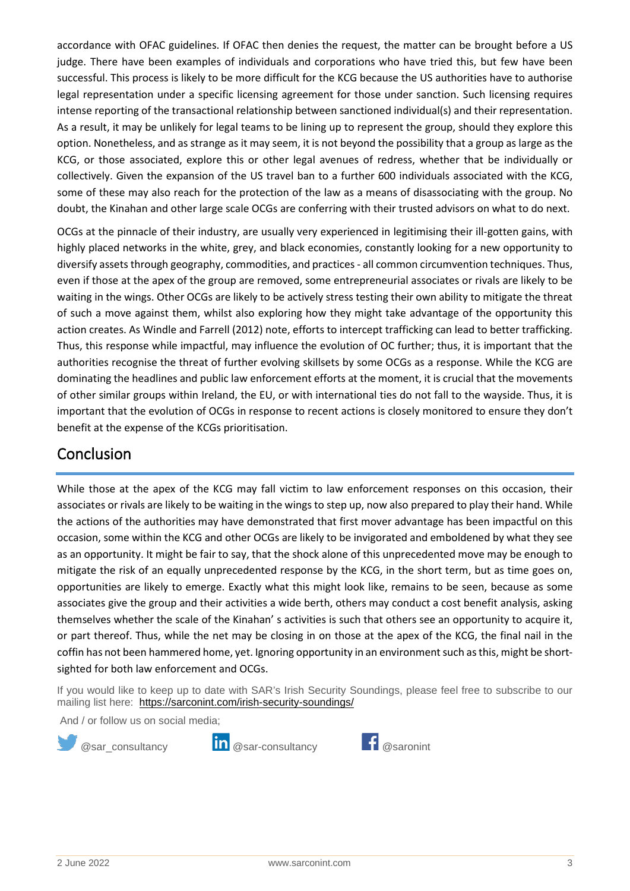accordance with OFAC guidelines. If OFAC then denies the request, the matter can be brought before a US judge. There have been examples of individuals and corporations who have tried this, but few have been successful. This process is likely to be more difficult for the KCG because the US authorities have to authorise legal representation under a specific licensing agreement for those under sanction. Such licensing requires intense reporting of the transactional relationship between sanctioned individual(s) and their representation. As a result, it may be unlikely for legal teams to be lining up to represent the group, should they explore this option. Nonetheless, and as strange as it may seem, it is not beyond the possibility that a group as large as the KCG, or those associated, explore this or other legal avenues of redress, whether that be individually or collectively. Given the expansion of the US travel ban to a further 600 individuals associated with the KCG, some of these may also reach for the protection of the law as a means of disassociating with the group. No doubt, the Kinahan and other large scale OCGs are conferring with their trusted advisors on what to do next.

OCGs at the pinnacle of their industry, are usually very experienced in legitimising their ill-gotten gains, with highly placed networks in the white, grey, and black economies, constantly looking for a new opportunity to diversify assets through geography, commodities, and practices - all common circumvention techniques. Thus, even if those at the apex of the group are removed, some entrepreneurial associates or rivals are likely to be waiting in the wings. Other OCGs are likely to be actively stress testing their own ability to mitigate the threat of such a move against them, whilst also exploring how they might take advantage of the opportunity this action creates. As Windle and Farrell (2012) note, efforts to intercept trafficking can lead to better trafficking. Thus, this response while impactful, may influence the evolution of OC further; thus, it is important that the authorities recognise the threat of further evolving skillsets by some OCGs as a response. While the KCG are dominating the headlines and public law enforcement efforts at the moment, it is crucial that the movements of other similar groups within Ireland, the EU, or with international ties do not fall to the wayside. Thus, it is important that the evolution of OCGs in response to recent actions is closely monitored to ensure they don't benefit at the expense of the KCGs prioritisation.

## Conclusion

While those at the apex of the KCG may fall victim to law enforcement responses on this occasion, their associates or rivals are likely to be waiting in the wings to step up, now also prepared to play their hand. While the actions of the authorities may have demonstrated that first mover advantage has been impactful on this occasion, some within the KCG and other OCGs are likely to be invigorated and emboldened by what they see as an opportunity. It might be fair to say, that the shock alone of this unprecedented move may be enough to mitigate the risk of an equally unprecedented response by the KCG, in the short term, but as time goes on, opportunities are likely to emerge. Exactly what this might look like, remains to be seen, because as some associates give the group and their activities a wide berth, others may conduct a cost benefit analysis, asking themselves whether the scale of the Kinahan' s activities is such that others see an opportunity to acquire it, or part thereof. Thus, while the net may be closing in on those at the apex of the KCG, the final nail in the coffin has not been hammered home, yet. Ignoring opportunity in an environment such as this, might be short-sighted for both law enforcement and OCGs.

If you would like to keep up to date with SAR's Irish Security Soundings, please feel free to subscribe to our mailing list here: https://sarconint.com/irish-security-soundings/

And / or follow us on social media;

@sar_consultancy @sar-consultancy @saronint